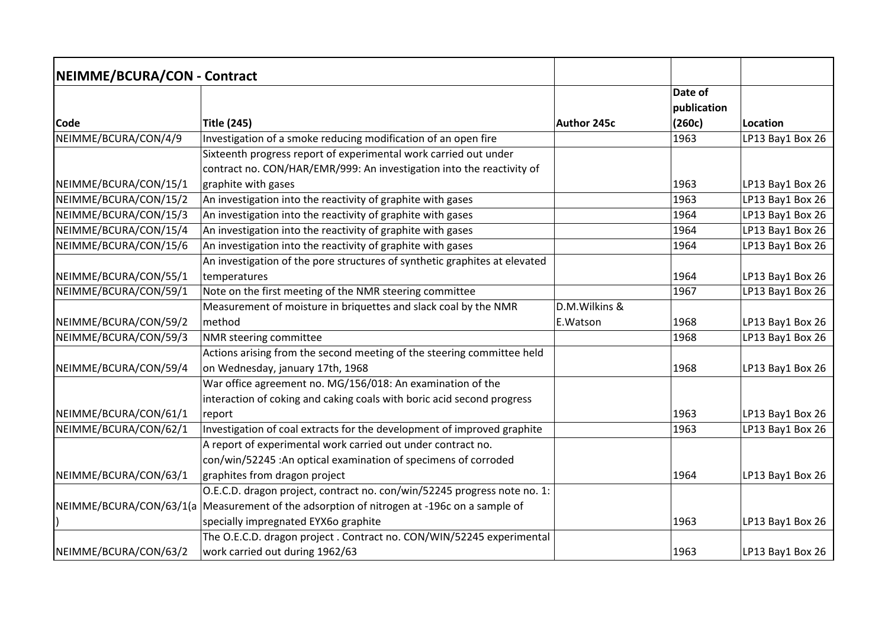| **NEIMME/BCURA/CON - Contract** | | | | |
|---|---|---|---|---|
| **Code** | **Title (245)** | **Author 245c** | **Date of publication (260c)** | **Location** |
| NEIMME/BCURA/CON/4/9 | Investigation of a smoke reducing modification of an open fire | | 1963 | LP13 Bay1 Box 26 |
| NEIMME/BCURA/CON/15/1 | Sixteenth progress report of experimental work carried out under contract no. CON/HAR/EMR/999: An investigation into the reactivity of graphite with gases | | 1963 | LP13 Bay1 Box 26 |
| NEIMME/BCURA/CON/15/2 | An investigation into the reactivity of graphite with gases | | 1963 | LP13 Bay1 Box 26 |
| NEIMME/BCURA/CON/15/3 | An investigation into the reactivity of graphite with gases | | 1964 | LP13 Bay1 Box 26 |
| NEIMME/BCURA/CON/15/4 | An investigation into the reactivity of graphite with gases | | 1964 | LP13 Bay1 Box 26 |
| NEIMME/BCURA/CON/15/6 | An investigation into the reactivity of graphite with gases | | 1964 | LP13 Bay1 Box 26 |
| NEIMME/BCURA/CON/55/1 | An investigation of the pore structures of synthetic graphites at elevated temperatures | | 1964 | LP13 Bay1 Box 26 |
| NEIMME/BCURA/CON/59/1 | Note on the first meeting of the NMR steering committee | | 1967 | LP13 Bay1 Box 26 |
| NEIMME/BCURA/CON/59/2 | Measurement of moisture in briquettes and slack coal by the NMR method | D.M.Wilkins & E.Watson | 1968 | LP13 Bay1 Box 26 |
| NEIMME/BCURA/CON/59/3 | NMR steering committee | | 1968 | LP13 Bay1 Box 26 |
| NEIMME/BCURA/CON/59/4 | Actions arising from the second meeting of the steering committee held on Wednesday, january 17th, 1968 | | 1968 | LP13 Bay1 Box 26 |
| NEIMME/BCURA/CON/61/1 | War office agreement no. MG/156/018: An examination of the interaction of coking and caking coals with boric acid second progress report | | 1963 | LP13 Bay1 Box 26 |
| NEIMME/BCURA/CON/62/1 | Investigation of coal extracts for the development of improved graphite | | 1963 | LP13 Bay1 Box 26 |
| NEIMME/BCURA/CON/63/1 | A report of experimental work carried out under contract no. con/win/52245 :An optical examination of specimens of corroded graphites from dragon project | | 1964 | LP13 Bay1 Box 26 |
| NEIMME/BCURA/CON/63/1(a) | O.E.C.D. dragon project, contract no. con/win/52245 progress note no. 1: Measurement of the adsorption of nitrogen at -196c on a sample of specially impregnated EYX6o graphite | | 1963 | LP13 Bay1 Box 26 |
| NEIMME/BCURA/CON/63/2 | The O.E.C.D. dragon project . Contract no. CON/WIN/52245 experimental work carried out during 1962/63 | | 1963 | LP13 Bay1 Box 26 |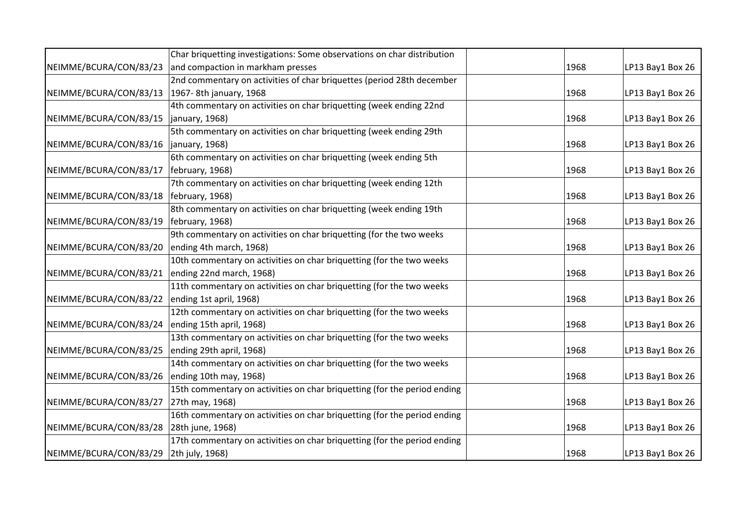| | | | | |
|---|---|---|---|---|
| NEIMME/BCURA/CON/83/23 | Char briquetting investigations: Some observations on char distribution and compaction in markham presses | | 1968 | LP13 Bay1 Box 26 |
| NEIMME/BCURA/CON/83/13 | 2nd commentary on activities of char briquettes (period 28th december 1967- 8th january, 1968 | | 1968 | LP13 Bay1 Box 26 |
| NEIMME/BCURA/CON/83/15 | 4th commentary on activities on char briquetting (week ending 22nd january, 1968) | | 1968 | LP13 Bay1 Box 26 |
| NEIMME/BCURA/CON/83/16 | 5th commentary on activities on char briquetting (week ending 29th january, 1968) | | 1968 | LP13 Bay1 Box 26 |
| NEIMME/BCURA/CON/83/17 | 6th commentary on activities on char briquetting (week ending 5th february, 1968) | | 1968 | LP13 Bay1 Box 26 |
| NEIMME/BCURA/CON/83/18 | 7th commentary on activities on char briquetting (week ending 12th february, 1968) | | 1968 | LP13 Bay1 Box 26 |
| NEIMME/BCURA/CON/83/19 | 8th commentary on activities on char briquetting (week ending 19th february, 1968) | | 1968 | LP13 Bay1 Box 26 |
| NEIMME/BCURA/CON/83/20 | 9th commentary on activities on char briquetting (for the two weeks ending 4th march, 1968) | | 1968 | LP13 Bay1 Box 26 |
| NEIMME/BCURA/CON/83/21 | 10th commentary on activities on char briquetting (for the two weeks ending 22nd march, 1968) | | 1968 | LP13 Bay1 Box 26 |
| NEIMME/BCURA/CON/83/22 | 11th commentary on activities on char briquetting (for the two weeks ending 1st april, 1968) | | 1968 | LP13 Bay1 Box 26 |
| NEIMME/BCURA/CON/83/24 | 12th commentary on activities on char briquetting (for the two weeks ending 15th april, 1968) | | 1968 | LP13 Bay1 Box 26 |
| NEIMME/BCURA/CON/83/25 | 13th commentary on activities on char briquetting (for the two weeks ending 29th april, 1968) | | 1968 | LP13 Bay1 Box 26 |
| NEIMME/BCURA/CON/83/26 | 14th commentary on activities on char briquetting (for the two weeks ending 10th may, 1968) | | 1968 | LP13 Bay1 Box 26 |
| NEIMME/BCURA/CON/83/27 | 15th commentary on activities on char briquetting (for the period ending 27th may, 1968) | | 1968 | LP13 Bay1 Box 26 |
| NEIMME/BCURA/CON/83/28 | 16th commentary on activities on char briquetting (for the period ending 28th june, 1968) | | 1968 | LP13 Bay1 Box 26 |
| NEIMME/BCURA/CON/83/29 | 17th commentary on activities on char briquetting (for the period ending 2th july, 1968) | | 1968 | LP13 Bay1 Box 26 |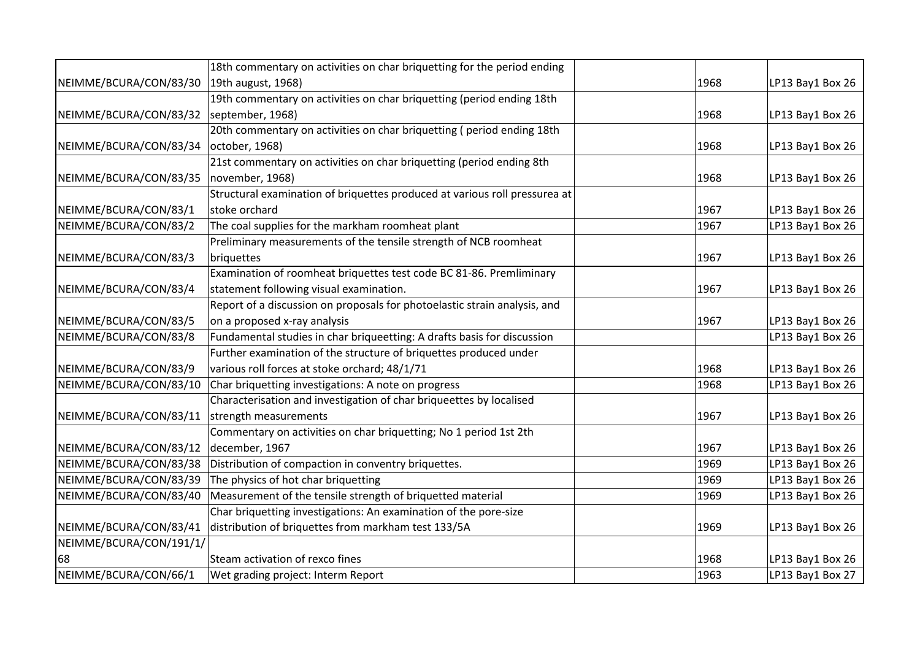| | | | | |
|---|---|---|---|---|
| NEIMME/BCURA/CON/83/30 | 18th commentary on activities on char briquetting for the period ending 19th august, 1968) | | 1968 | LP13 Bay1 Box 26 |
| NEIMME/BCURA/CON/83/32 | 19th commentary on activities on char briquetting (period ending 18th september, 1968) | | 1968 | LP13 Bay1 Box 26 |
| NEIMME/BCURA/CON/83/34 | 20th commentary on activities on char briquetting ( period ending 18th october, 1968) | | 1968 | LP13 Bay1 Box 26 |
| NEIMME/BCURA/CON/83/35 | 21st commentary on activities on char briquetting (period ending 8th november, 1968) | | 1968 | LP13 Bay1 Box 26 |
| NEIMME/BCURA/CON/83/1 | Structural examination of briquettes produced at various roll pressurea at stoke orchard | | 1967 | LP13 Bay1 Box 26 |
| NEIMME/BCURA/CON/83/2 | The coal supplies for the markham roomheat plant | | 1967 | LP13 Bay1 Box 26 |
| NEIMME/BCURA/CON/83/3 | Preliminary measurements of the tensile strength of NCB roomheat briquettes | | 1967 | LP13 Bay1 Box 26 |
| NEIMME/BCURA/CON/83/4 | Examination of roomheat briquettes test code BC 81-86. Premliminary statement following visual examination. | | 1967 | LP13 Bay1 Box 26 |
| NEIMME/BCURA/CON/83/5 | Report of a discussion on proposals for photoelastic strain analysis, and on a proposed x-ray analysis | | 1967 | LP13 Bay1 Box 26 |
| NEIMME/BCURA/CON/83/8 | Fundamental studies in char briqueetting: A drafts basis for discussion | | | LP13 Bay1 Box 26 |
| NEIMME/BCURA/CON/83/9 | Further examination of the structure of briquettes produced under various roll forces at stoke orchard; 48/1/71 | | 1968 | LP13 Bay1 Box 26 |
| NEIMME/BCURA/CON/83/10 | Char briquetting investigations: A note on progress | | 1968 | LP13 Bay1 Box 26 |
| NEIMME/BCURA/CON/83/11 | Characterisation and investigation of char briqueettes by localised strength measurements | | 1967 | LP13 Bay1 Box 26 |
| NEIMME/BCURA/CON/83/12 | Commentary on activities on char briquetting; No 1 period 1st 2th december, 1967 | | 1967 | LP13 Bay1 Box 26 |
| NEIMME/BCURA/CON/83/38 | Distribution of compaction in conventry briquettes. | | 1969 | LP13 Bay1 Box 26 |
| NEIMME/BCURA/CON/83/39 | The physics of hot char briquetting | | 1969 | LP13 Bay1 Box 26 |
| NEIMME/BCURA/CON/83/40 | Measurement of the tensile strength of briquetted material | | 1969 | LP13 Bay1 Box 26 |
| NEIMME/BCURA/CON/83/41 | Char briquetting investigations: An examination of the pore-size distribution of briquettes from markham test 133/5A | | 1969 | LP13 Bay1 Box 26 |
| NEIMME/BCURA/CON/191/1/68 | Steam activation of rexco fines | | 1968 | LP13 Bay1 Box 26 |
| NEIMME/BCURA/CON/66/1 | Wet grading project: Interm Report | | 1963 | LP13 Bay1 Box 27 |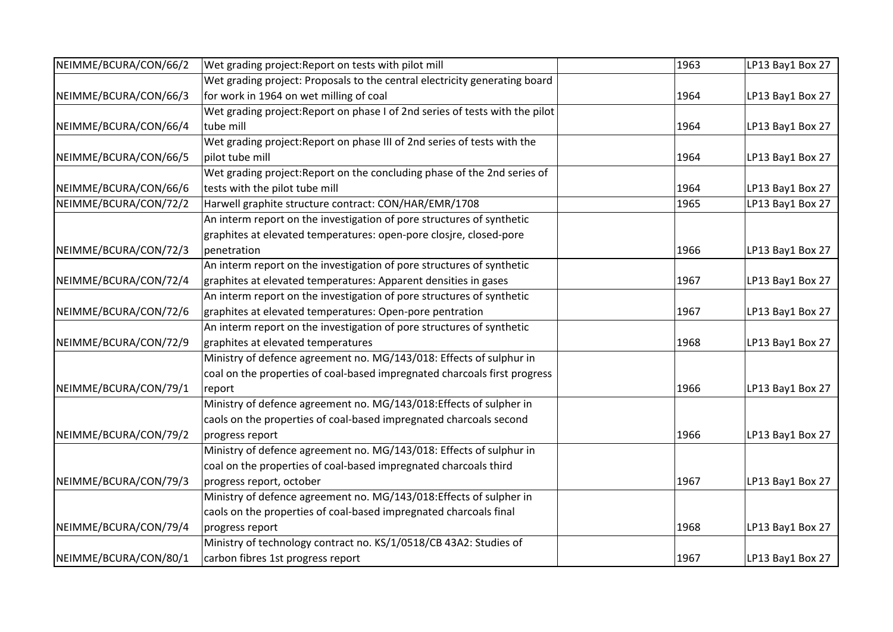| | | | | |
|---|---|---|---|---|
| NEIMME/BCURA/CON/66/2 | Wet grading project:Report on tests with pilot mill | | 1963 | LP13 Bay1 Box 27 |
| NEIMME/BCURA/CON/66/3 | Wet grading project: Proposals to the central electricity generating board for work in 1964 on wet milling of coal | | 1964 | LP13 Bay1 Box 27 |
| NEIMME/BCURA/CON/66/4 | Wet grading project:Report on phase I of 2nd series of tests with the pilot tube mill | | 1964 | LP13 Bay1 Box 27 |
| NEIMME/BCURA/CON/66/5 | Wet grading project:Report on phase III of 2nd series of tests with the pilot tube mill | | 1964 | LP13 Bay1 Box 27 |
| NEIMME/BCURA/CON/66/6 | Wet grading project:Report on the concluding phase of the 2nd series of tests with the pilot tube mill | | 1964 | LP13 Bay1 Box 27 |
| NEIMME/BCURA/CON/72/2 | Harwell graphite structure contract: CON/HAR/EMR/1708 | | 1965 | LP13 Bay1 Box 27 |
| NEIMME/BCURA/CON/72/3 | An interm report on the investigation of pore structures of synthetic graphites at elevated temperatures: open-pore closjre, closed-pore penetration | | 1966 | LP13 Bay1 Box 27 |
| NEIMME/BCURA/CON/72/4 | An interm report on the investigation of pore structures of synthetic graphites at elevated temperatures: Apparent densities in gases | | 1967 | LP13 Bay1 Box 27 |
| NEIMME/BCURA/CON/72/6 | An interm report on the investigation of pore structures of synthetic graphites at elevated temperatures: Open-pore pentration | | 1967 | LP13 Bay1 Box 27 |
| NEIMME/BCURA/CON/72/9 | An interm report on the investigation of pore structures of synthetic graphites at elevated temperatures | | 1968 | LP13 Bay1 Box 27 |
| NEIMME/BCURA/CON/79/1 | Ministry of defence agreement no. MG/143/018: Effects of sulphur in coal on the properties of coal-based impregnated charcoals first progress report | | 1966 | LP13 Bay1 Box 27 |
| NEIMME/BCURA/CON/79/2 | Ministry of defence agreement no. MG/143/018:Effects of sulpher in caols on the properties of coal-based impregnated charcoals second progress report | | 1966 | LP13 Bay1 Box 27 |
| NEIMME/BCURA/CON/79/3 | Ministry of defence agreement no. MG/143/018: Effects of sulphur in coal on the properties of coal-based impregnated charcoals third progress report, october | | 1967 | LP13 Bay1 Box 27 |
| NEIMME/BCURA/CON/79/4 | Ministry of defence agreement no. MG/143/018:Effects of sulpher in caols on the properties of coal-based impregnated charcoals final progress report | | 1968 | LP13 Bay1 Box 27 |
| NEIMME/BCURA/CON/80/1 | Ministry of technology contract no. KS/1/0518/CB 43A2: Studies of carbon fibres 1st progress report | | 1967 | LP13 Bay1 Box 27 |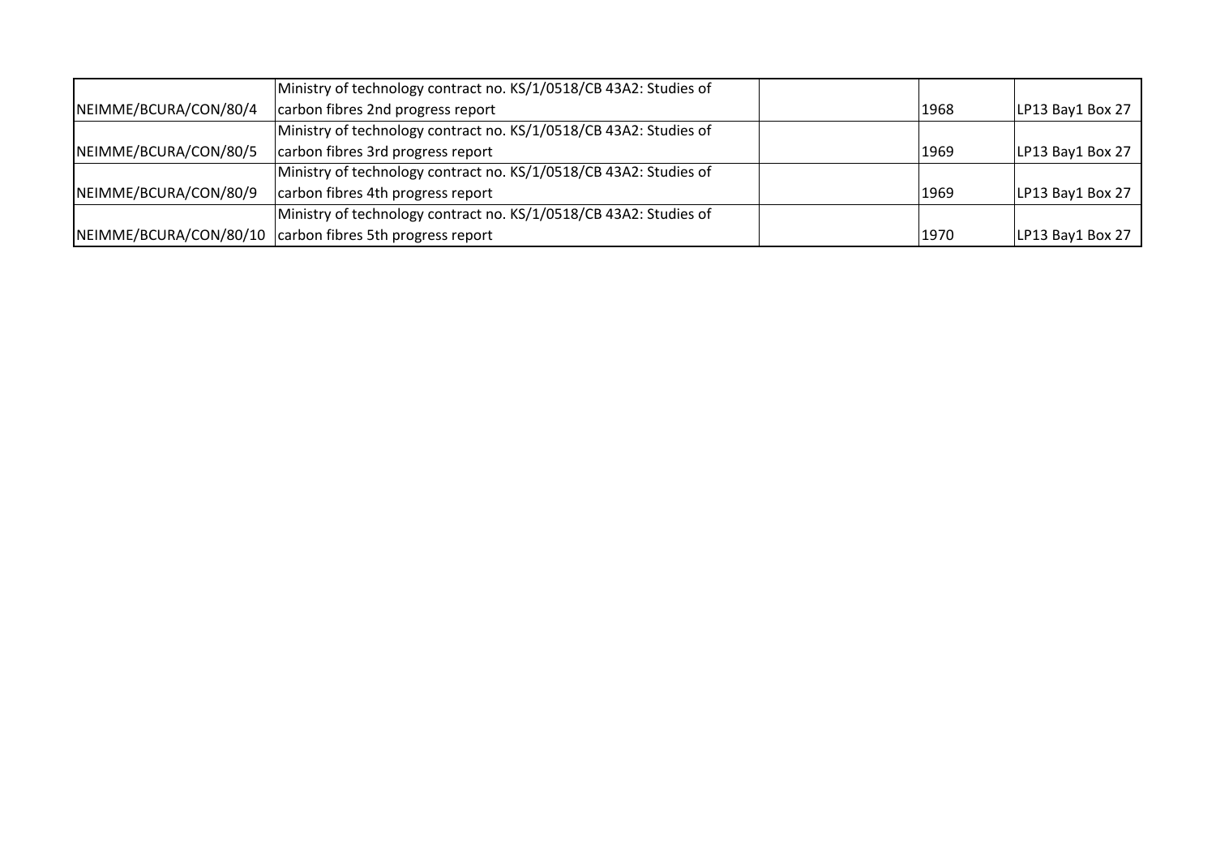| | | | | |
|---|---|---|---|---|
| NEIMME/BCURA/CON/80/4 | Ministry of technology contract no. KS/1/0518/CB 43A2: Studies of carbon fibres 2nd progress report | | 1968 | LP13 Bay1 Box 27 |
| NEIMME/BCURA/CON/80/5 | Ministry of technology contract no. KS/1/0518/CB 43A2: Studies of carbon fibres 3rd progress report | | 1969 | LP13 Bay1 Box 27 |
| NEIMME/BCURA/CON/80/9 | Ministry of technology contract no. KS/1/0518/CB 43A2: Studies of carbon fibres 4th progress report | | 1969 | LP13 Bay1 Box 27 |
| NEIMME/BCURA/CON/80/10 | Ministry of technology contract no. KS/1/0518/CB 43A2: Studies of carbon fibres 5th progress report | | 1970 | LP13 Bay1 Box 27 |